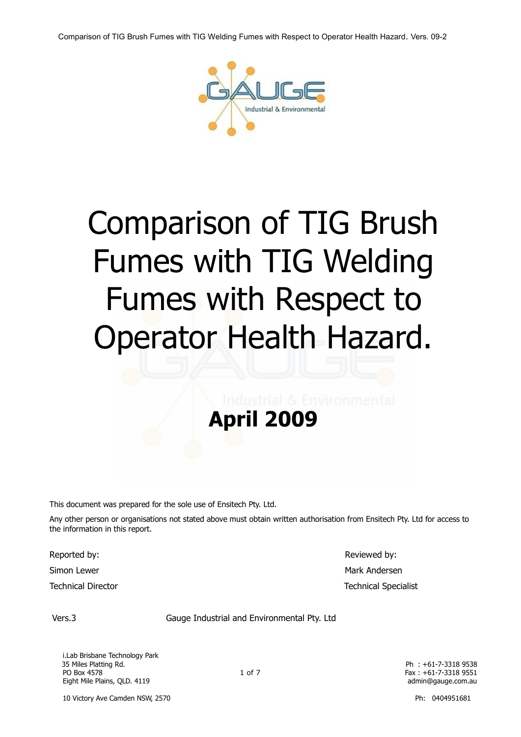# Comparison of TIG Brush Fumes with TIG Welding Fumes with Respect to Operator Health Hazard.

**April 2009**

This document was prepared for the sole use of Ensitech Pty. Ltd.

Any other person or organisations not stated above must obtain written authorisation from Ensitech Pty. Ltd for access to the information in this report.

| | |
|---|---|
| Reported by: | Reviewed by: |
| Simon Lewer | Mark Andersen |
| Technical Director | Technical Specialist |

Vers.3 Gauge Industrial and Environmental Pty. Ltd

i.Lab Brisbane Technology Park
35 Miles Platting Rd.
PO Box 4578
Eight Mile Plains, QLD. 4119

Ph : +61-7-3318 9538
Fax : +61-7-3318 9551
admin@gauge.com.au

10 Victory Ave Camden NSW, 2570

Ph: 0404951681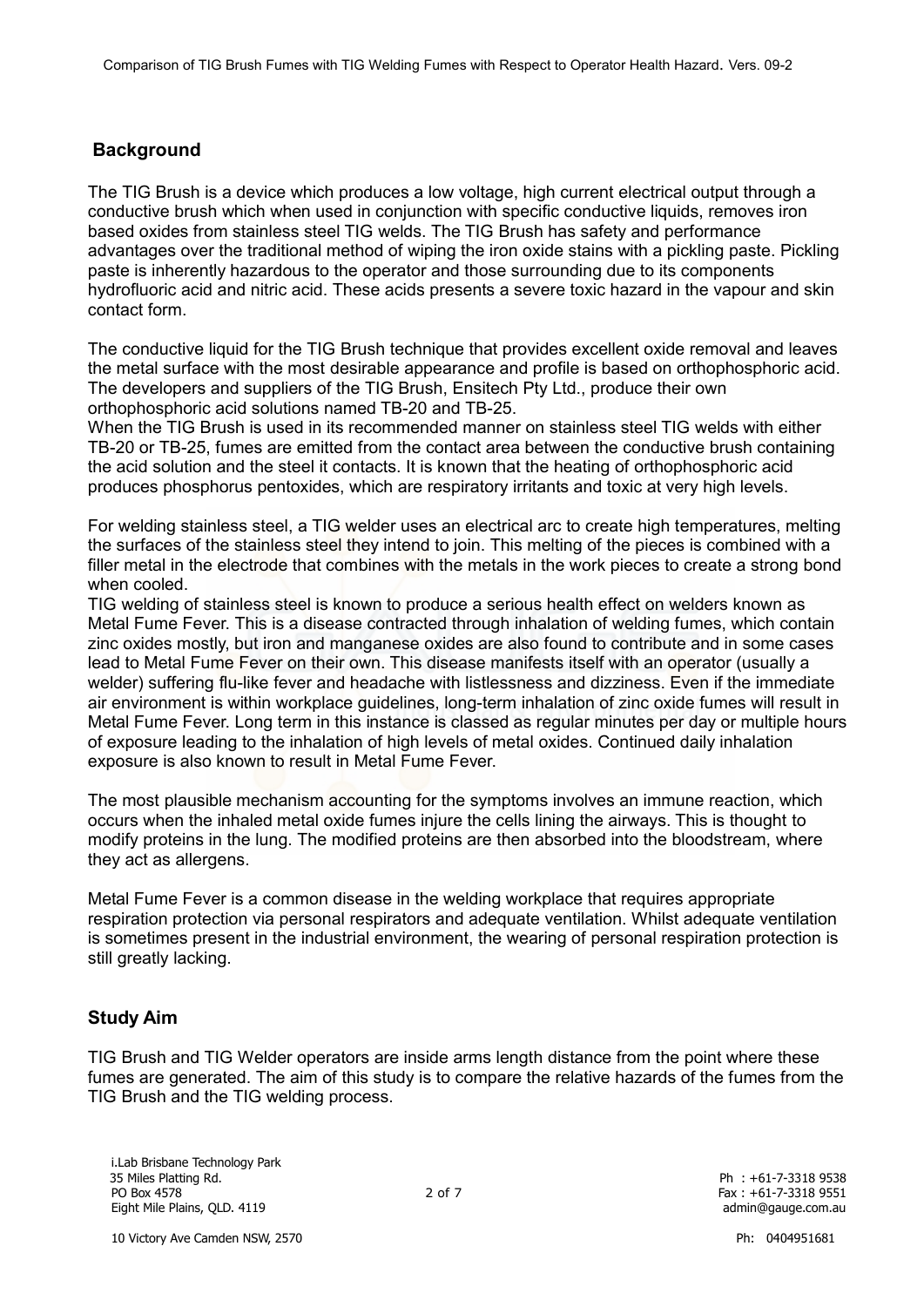## Background

The TIG Brush is a device which produces a low voltage, high current electrical output through a conductive brush which when used in conjunction with specific conductive liquids, removes iron based oxides from stainless steel TIG welds. The TIG Brush has safety and performance advantages over the traditional method of wiping the iron oxide stains with a pickling paste. Pickling paste is inherently hazardous to the operator and those surrounding due to its components hydrofluoric acid and nitric acid. These acids presents a severe toxic hazard in the vapour and skin contact form.

The conductive liquid for the TIG Brush technique that provides excellent oxide removal and leaves the metal surface with the most desirable appearance and profile is based on orthophosphoric acid. The developers and suppliers of the TIG Brush, Ensitech Pty Ltd., produce their own orthophosphoric acid solutions named TB-20 and TB-25.
When the TIG Brush is used in its recommended manner on stainless steel TIG welds with either TB-20 or TB-25, fumes are emitted from the contact area between the conductive brush containing the acid solution and the steel it contacts. It is known that the heating of orthophosphoric acid produces phosphorus pentoxides, which are respiratory irritants and toxic at very high levels.

For welding stainless steel, a TIG welder uses an electrical arc to create high temperatures, melting the surfaces of the stainless steel they intend to join. This melting of the pieces is combined with a filler metal in the electrode that combines with the metals in the work pieces to create a strong bond when cooled.
TIG welding of stainless steel is known to produce a serious health effect on welders known as Metal Fume Fever. This is a disease contracted through inhalation of welding fumes, which contain zinc oxides mostly, but iron and manganese oxides are also found to contribute and in some cases lead to Metal Fume Fever on their own. This disease manifests itself with an operator (usually a welder) suffering flu-like fever and headache with listlessness and dizziness. Even if the immediate air environment is within workplace guidelines, long-term inhalation of zinc oxide fumes will result in Metal Fume Fever. Long term in this instance is classed as regular minutes per day or multiple hours of exposure leading to the inhalation of high levels of metal oxides. Continued daily inhalation exposure is also known to result in Metal Fume Fever.

The most plausible mechanism accounting for the symptoms involves an immune reaction, which occurs when the inhaled metal oxide fumes injure the cells lining the airways. This is thought to modify proteins in the lung. The modified proteins are then absorbed into the bloodstream, where they act as allergens.

Metal Fume Fever is a common disease in the welding workplace that requires appropriate respiration protection via personal respirators and adequate ventilation. Whilst adequate ventilation is sometimes present in the industrial environment, the wearing of personal respiration protection is still greatly lacking.

## Study Aim

TIG Brush and TIG Welder operators are inside arms length distance from the point where these fumes are generated. The aim of this study is to compare the relative hazards of the fumes from the TIG Brush and the TIG welding process.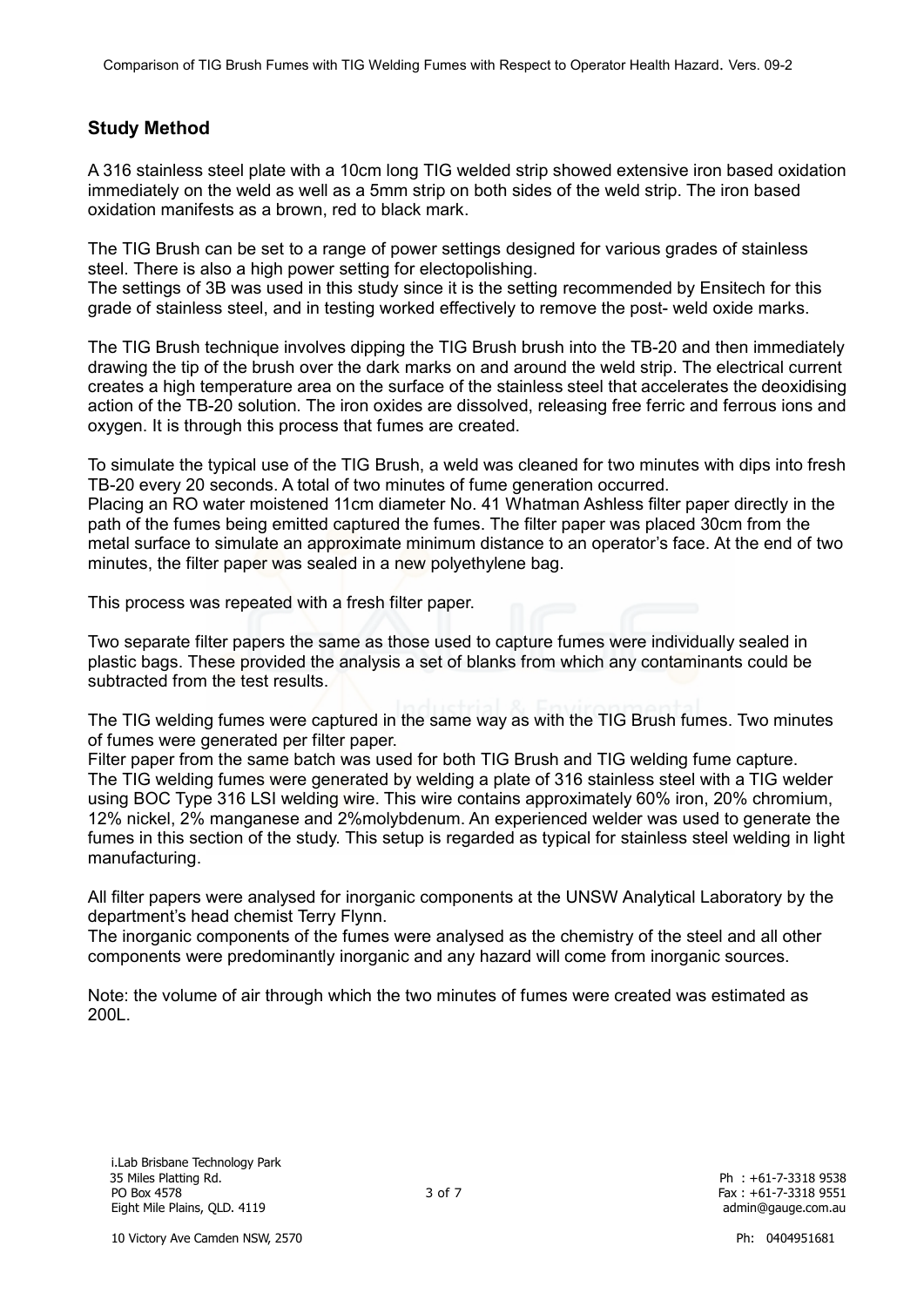## Study Method

A 316 stainless steel plate with a 10cm long TIG welded strip showed extensive iron based oxidation immediately on the weld as well as a 5mm strip on both sides of the weld strip. The iron based oxidation manifests as a brown, red to black mark.

The TIG Brush can be set to a range of power settings designed for various grades of stainless steel. There is also a high power setting for electopolishing.
The settings of 3B was used in this study since it is the setting recommended by Ensitech for this grade of stainless steel, and in testing worked effectively to remove the post- weld oxide marks.

The TIG Brush technique involves dipping the TIG Brush brush into the TB-20 and then immediately drawing the tip of the brush over the dark marks on and around the weld strip. The electrical current creates a high temperature area on the surface of the stainless steel that accelerates the deoxidising action of the TB-20 solution. The iron oxides are dissolved, releasing free ferric and ferrous ions and oxygen. It is through this process that fumes are created.

To simulate the typical use of the TIG Brush, a weld was cleaned for two minutes with dips into fresh TB-20 every 20 seconds. A total of two minutes of fume generation occurred.
Placing an RO water moistened 11cm diameter No. 41 Whatman Ashless filter paper directly in the path of the fumes being emitted captured the fumes. The filter paper was placed 30cm from the metal surface to simulate an approximate minimum distance to an operator's face. At the end of two minutes, the filter paper was sealed in a new polyethylene bag.

This process was repeated with a fresh filter paper.

Two separate filter papers the same as those used to capture fumes were individually sealed in plastic bags. These provided the analysis a set of blanks from which any contaminants could be subtracted from the test results.

The TIG welding fumes were captured in the same way as with the TIG Brush fumes. Two minutes of fumes were generated per filter paper.
Filter paper from the same batch was used for both TIG Brush and TIG welding fume capture.
The TIG welding fumes were generated by welding a plate of 316 stainless steel with a TIG welder using BOC Type 316 LSI welding wire. This wire contains approximately 60% iron, 20% chromium, 12% nickel, 2% manganese and 2%molybdenum. An experienced welder was used to generate the fumes in this section of the study. This setup is regarded as typical for stainless steel welding in light manufacturing.

All filter papers were analysed for inorganic components at the UNSW Analytical Laboratory by the department's head chemist Terry Flynn.
The inorganic components of the fumes were analysed as the chemistry of the steel and all other components were predominantly inorganic and any hazard will come from inorganic sources.

Note: the volume of air through which the two minutes of fumes were created was estimated as 200L.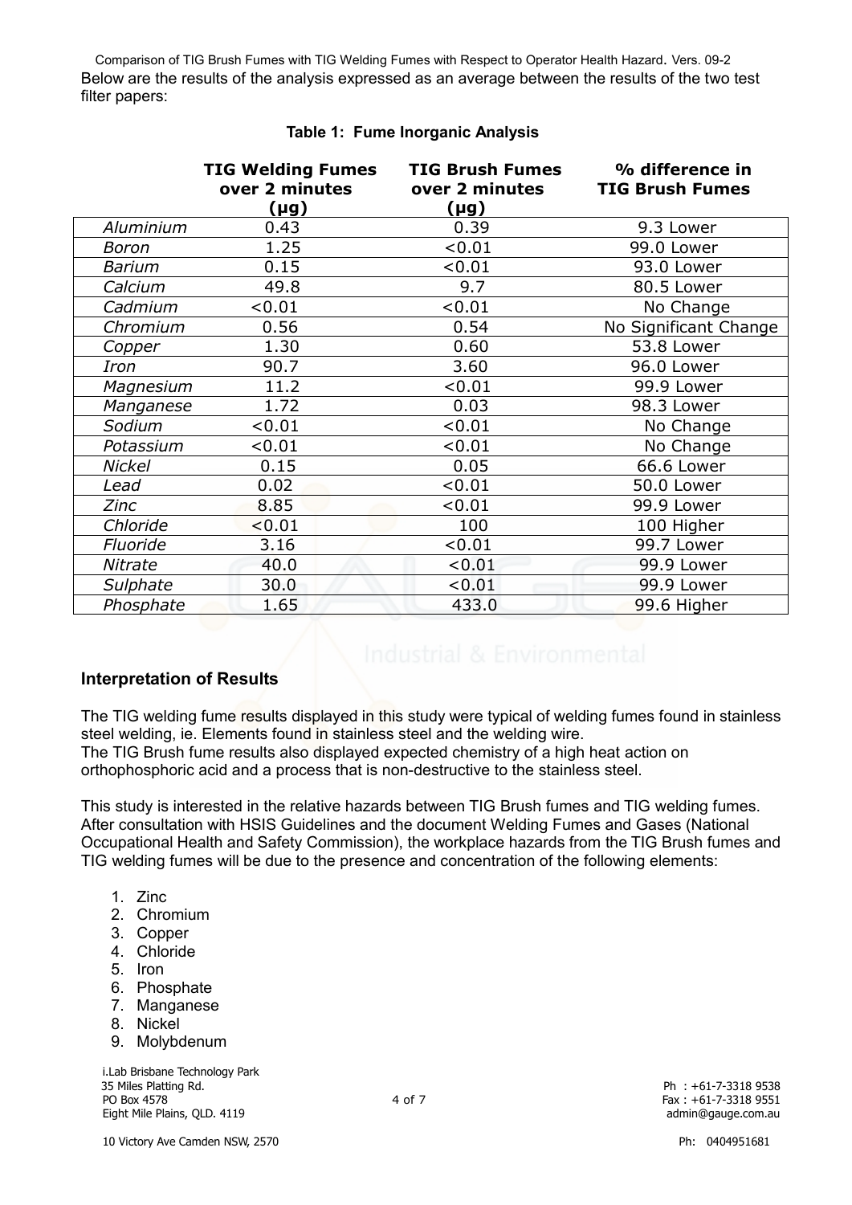Below are the results of the analysis expressed as an average between the results of the two test filter papers:

**Table 1: Fume Inorganic Analysis**

| | TIG Welding Fumes over 2 minutes (μg) | TIG Brush Fumes over 2 minutes (μg) | % difference in TIG Brush Fumes |
|---|---|---|---|
| *Aluminium* | 0.43 | 0.39 | 9.3 Lower |
| *Boron* | 1.25 | <0.01 | 99.0 Lower |
| *Barium* | 0.15 | <0.01 | 93.0 Lower |
| *Calcium* | 49.8 | 9.7 | 80.5 Lower |
| *Cadmium* | <0.01 | <0.01 | No Change |
| *Chromium* | 0.56 | 0.54 | No Significant Change |
| *Copper* | 1.30 | 0.60 | 53.8 Lower |
| *Iron* | 90.7 | 3.60 | 96.0 Lower |
| *Magnesium* | 11.2 | <0.01 | 99.9 Lower |
| *Manganese* | 1.72 | 0.03 | 98.3 Lower |
| *Sodium* | <0.01 | <0.01 | No Change |
| *Potassium* | <0.01 | <0.01 | No Change |
| *Nickel* | 0.15 | 0.05 | 66.6 Lower |
| *Lead* | 0.02 | <0.01 | 50.0 Lower |
| *Zinc* | 8.85 | <0.01 | 99.9 Lower |
| *Chloride* | <0.01 | 100 | 100 Higher |
| *Fluoride* | 3.16 | <0.01 | 99.7 Lower |
| *Nitrate* | 40.0 | <0.01 | 99.9 Lower |
| *Sulphate* | 30.0 | <0.01 | 99.9 Lower |
| *Phosphate* | 1.65 | 433.0 | 99.6 Higher |

## Interpretation of Results

The TIG welding fume results displayed in this study were typical of welding fumes found in stainless steel welding, ie. Elements found in stainless steel and the welding wire.
The TIG Brush fume results also displayed expected chemistry of a high heat action on orthophosphoric acid and a process that is non-destructive to the stainless steel.

This study is interested in the relative hazards between TIG Brush fumes and TIG welding fumes. After consultation with HSIS Guidelines and the document Welding Fumes and Gases (National Occupational Health and Safety Commission), the workplace hazards from the TIG Brush fumes and TIG welding fumes will be due to the presence and concentration of the following elements:

1. Zinc
2. Chromium
3. Copper
4. Chloride
5. Iron
6. Phosphate
7. Manganese
8. Nickel
9. Molybdenum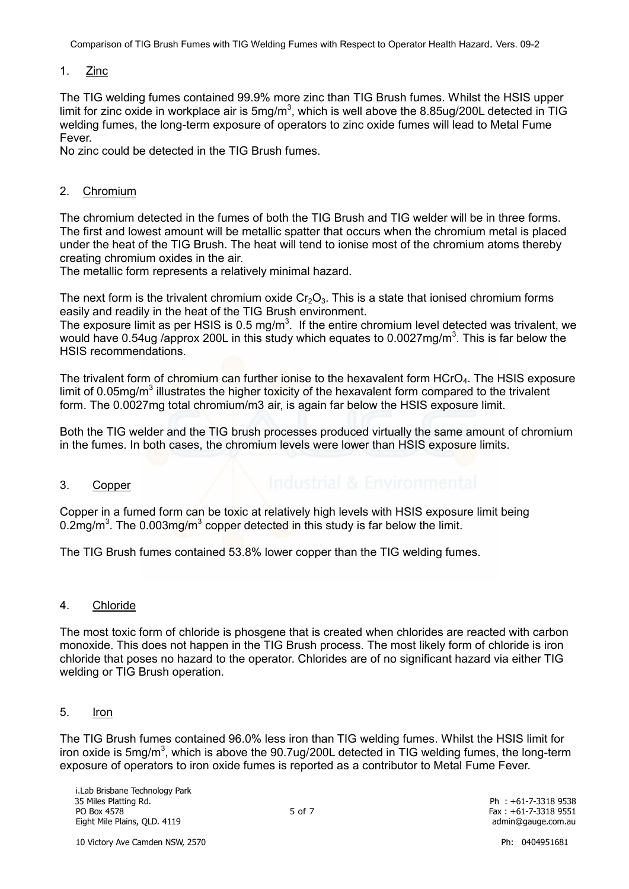## 1. Zinc

The TIG welding fumes contained 99.9% more zinc than TIG Brush fumes. Whilst the HSIS upper limit for zinc oxide in workplace air is 5mg/$m^3$, which is well above the 8.85ug/200L detected in TIG welding fumes, the long-term exposure of operators to zinc oxide fumes will lead to Metal Fume Fever.

No zinc could be detected in the TIG Brush fumes.

## 2. Chromium

The chromium detected in the fumes of both the TIG Brush and TIG welder will be in three forms. The first and lowest amount will be metallic spatter that occurs when the chromium metal is placed under the heat of the TIG Brush. The heat will tend to ionise most of the chromium atoms thereby creating chromium oxides in the air.

The metallic form represents a relatively minimal hazard.

The next form is the trivalent chromium oxide $Cr_2O_3$. This is a state that ionised chromium forms easily and readily in the heat of the TIG Brush environment.

The exposure limit as per HSIS is 0.5 mg/$m^3$. If the entire chromium level detected was trivalent, we would have 0.54ug /approx 200L in this study which equates to 0.0027mg/$m^3$. This is far below the HSIS recommendations.

The trivalent form of chromium can further ionise to the hexavalent form $HCrO_4$. The HSIS exposure limit of 0.05mg/$m^3$ illustrates the higher toxicity of the hexavalent form compared to the trivalent form. The 0.0027mg total chromium/m3 air, is again far below the HSIS exposure limit.

Both the TIG welder and the TIG brush processes produced virtually the same amount of chromium in the fumes. In both cases, the chromium levels were lower than HSIS exposure limits.

## 3. Copper

Copper in a fumed form can be toxic at relatively high levels with HSIS exposure limit being 0.2mg/$m^3$. The 0.003mg/$m^3$ copper detected in this study is far below the limit.

The TIG Brush fumes contained 53.8% lower copper than the TIG welding fumes.

## 4. Chloride

The most toxic form of chloride is phosgene that is created when chlorides are reacted with carbon monoxide. This does not happen in the TIG Brush process. The most likely form of chloride is iron chloride that poses no hazard to the operator. Chlorides are of no significant hazard via either TIG welding or TIG Brush operation.

## 5. Iron

The TIG Brush fumes contained 96.0% less iron than TIG welding fumes. Whilst the HSIS limit for iron oxide is 5mg/$m^3$, which is above the 90.7ug/200L detected in TIG welding fumes, the long-term exposure of operators to iron oxide fumes is reported as a contributor to Metal Fume Fever.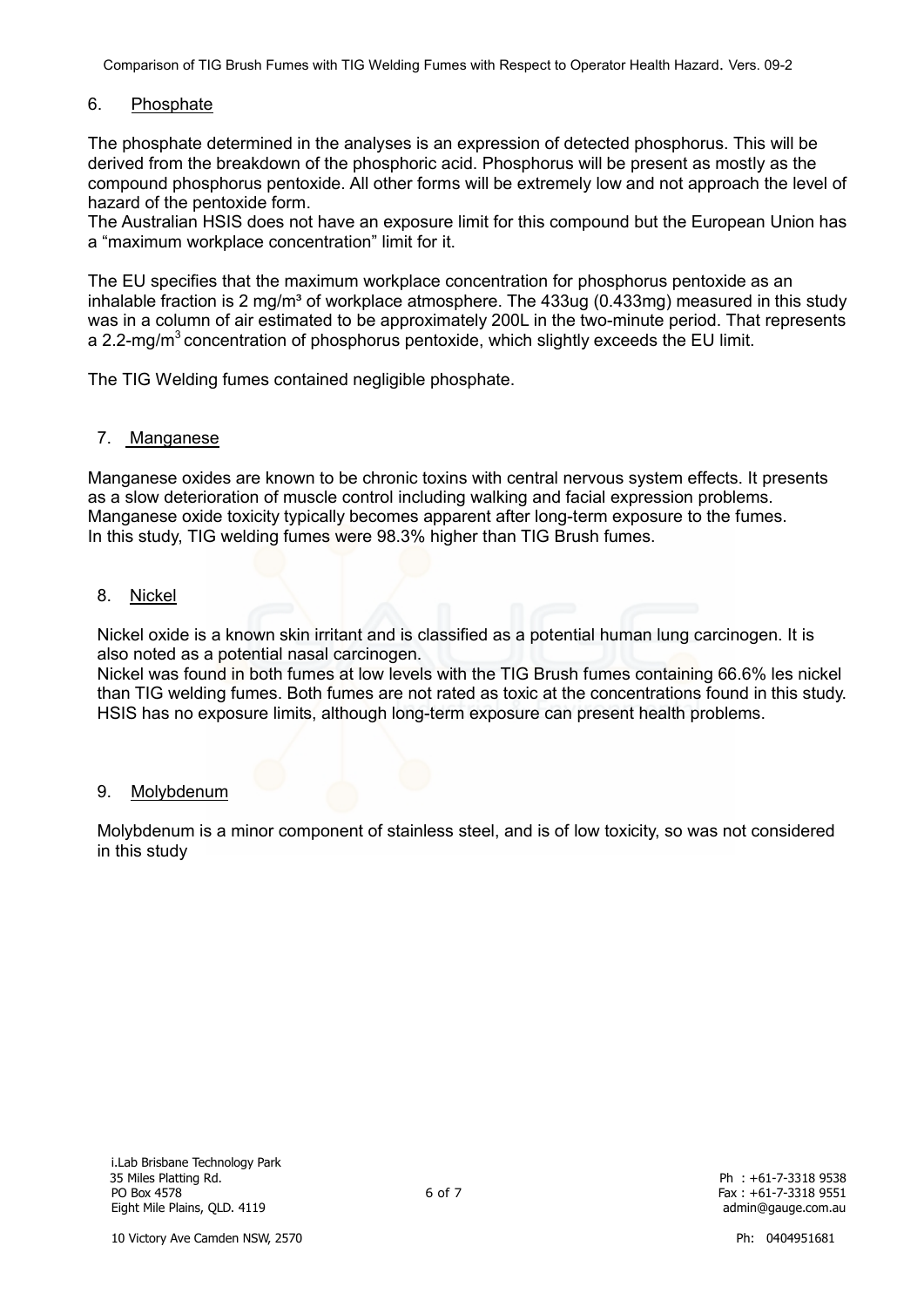## 6. Phosphate

The phosphate determined in the analyses is an expression of detected phosphorus. This will be derived from the breakdown of the phosphoric acid. Phosphorus will be present as mostly as the compound phosphorus pentoxide. All other forms will be extremely low and not approach the level of hazard of the pentoxide form.
The Australian HSIS does not have an exposure limit for this compound but the European Union has a "maximum workplace concentration" limit for it.

The EU specifies that the maximum workplace concentration for phosphorus pentoxide as an inhalable fraction is 2 mg/m³ of workplace atmosphere. The 433ug (0.433mg) measured in this study was in a column of air estimated to be approximately 200L in the two-minute period. That represents a 2.2-mg/m$^3$ concentration of phosphorus pentoxide, which slightly exceeds the EU limit.

The TIG Welding fumes contained negligible phosphate.

## 7. Manganese

Manganese oxides are known to be chronic toxins with central nervous system effects. It presents as a slow deterioration of muscle control including walking and facial expression problems. Manganese oxide toxicity typically becomes apparent after long-term exposure to the fumes.
In this study, TIG welding fumes were 98.3% higher than TIG Brush fumes.

## 8. Nickel

Nickel oxide is a known skin irritant and is classified as a potential human lung carcinogen. It is also noted as a potential nasal carcinogen.
Nickel was found in both fumes at low levels with the TIG Brush fumes containing 66.6% les nickel than TIG welding fumes. Both fumes are not rated as toxic at the concentrations found in this study. HSIS has no exposure limits, although long-term exposure can present health problems.

## 9. Molybdenum

Molybdenum is a minor component of stainless steel, and is of low toxicity, so was not considered in this study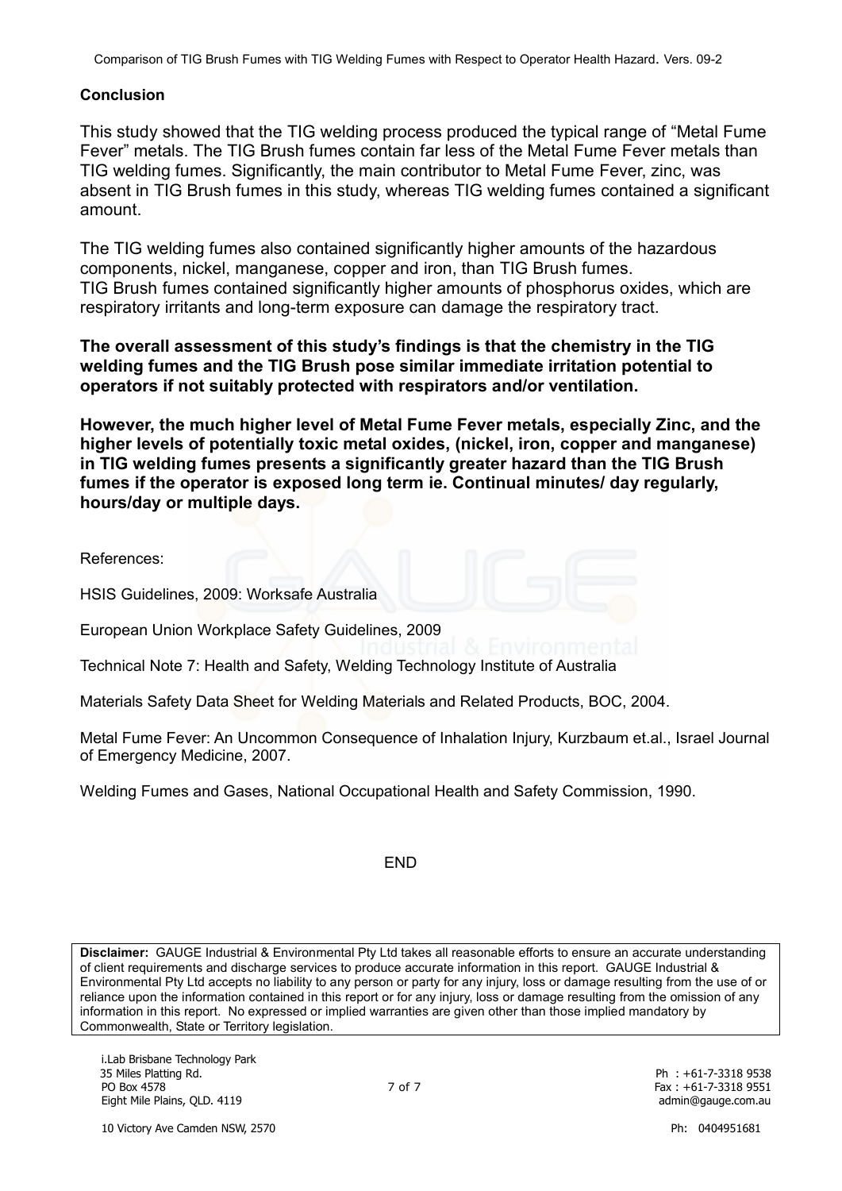**Conclusion**

This study showed that the TIG welding process produced the typical range of "Metal Fume Fever" metals. The TIG Brush fumes contain far less of the Metal Fume Fever metals than TIG welding fumes. Significantly, the main contributor to Metal Fume Fever, zinc, was absent in TIG Brush fumes in this study, whereas TIG welding fumes contained a significant amount.

The TIG welding fumes also contained significantly higher amounts of the hazardous components, nickel, manganese, copper and iron, than TIG Brush fumes.
TIG Brush fumes contained significantly higher amounts of phosphorus oxides, which are respiratory irritants and long-term exposure can damage the respiratory tract.

**The overall assessment of this study's findings is that the chemistry in the TIG welding fumes and the TIG Brush pose similar immediate irritation potential to operators if not suitably protected with respirators and/or ventilation.**

**However, the much higher level of Metal Fume Fever metals, especially Zinc, and the higher levels of potentially toxic metal oxides, (nickel, iron, copper and manganese) in TIG welding fumes presents a significantly greater hazard than the TIG Brush fumes if the operator is exposed long term ie. Continual minutes/ day regularly, hours/day or multiple days.**

References:

HSIS Guidelines, 2009: Worksafe Australia

European Union Workplace Safety Guidelines, 2009

Technical Note 7: Health and Safety, Welding Technology Institute of Australia

Materials Safety Data Sheet for Welding Materials and Related Products, BOC, 2004.

Metal Fume Fever: An Uncommon Consequence of Inhalation Injury, Kurzbaum et.al., Israel Journal of Emergency Medicine, 2007.

Welding Fumes and Gases, National Occupational Health and Safety Commission, 1990.

END

**Disclaimer:** GAUGE Industrial & Environmental Pty Ltd takes all reasonable efforts to ensure an accurate understanding of client requirements and discharge services to produce accurate information in this report. GAUGE Industrial & Environmental Pty Ltd accepts no liability to any person or party for any injury, loss or damage resulting from the use of or reliance upon the information contained in this report or for any injury, loss or damage resulting from the omission of any information in this report. No expressed or implied warranties are given other than those implied mandatory by Commonwealth, State or Territory legislation.

i.Lab Brisbane Technology Park
35 Miles Platting Rd.
PO Box 4578
Eight Mile Plains, QLD. 4119

Ph : +61-7-3318 9538
Fax : +61-7-3318 9551
admin@gauge.com.au

10 Victory Ave Camden NSW, 2570

Ph: 0404951681